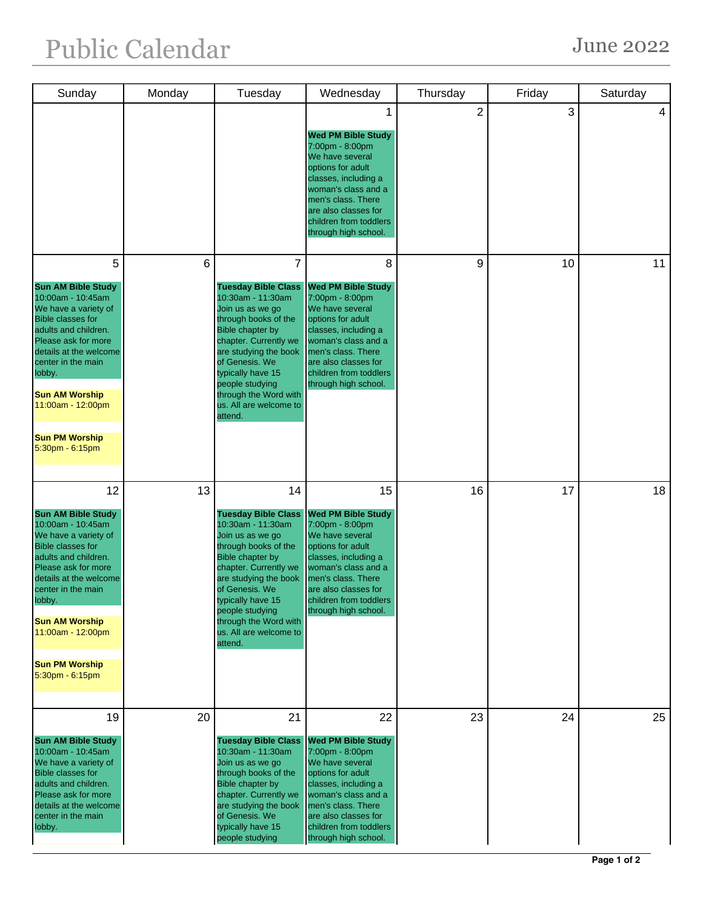# Public Calendar

June 2022

| Sunday | Monday | Tuesday | Wednesday | Thursday | Friday | Saturday |
|---|---|---|---|---|---|---|
| | | | 1<br><br>**Wed PM Bible Study**<br>7:00pm - 8:00pm<br>We have several options for adult classes, including a woman's class and a men's class. There are also classes for children from toddlers through high school. | 2 | 3 | 4 |
| 5<br><br>**Sun AM Bible Study**<br>10:00am - 10:45am<br>We have a variety of Bible classes for adults and children. Please ask for more details at the welcome center in the main lobby.<br><br>**Sun AM Worship**<br>11:00am - 12:00pm<br><br>**Sun PM Worship**<br>5:30pm - 6:15pm | 6 | 7<br><br>**Tuesday Bible Class**<br>10:30am - 11:30am<br>Join us as we go through books of the Bible chapter by chapter. Currently we are studying the book of Genesis. We typically have 15 people studying through the Word with us. All are welcome to attend. | 8<br><br>**Wed PM Bible Study**<br>7:00pm - 8:00pm<br>We have several options for adult classes, including a woman's class and a men's class. There are also classes for children from toddlers through high school. | 9 | 10 | 11 |
| 12<br><br>**Sun AM Bible Study**<br>10:00am - 10:45am<br>We have a variety of Bible classes for adults and children. Please ask for more details at the welcome center in the main lobby.<br><br>**Sun AM Worship**<br>11:00am - 12:00pm<br><br>**Sun PM Worship**<br>5:30pm - 6:15pm | 13 | 14<br><br>**Tuesday Bible Class**<br>10:30am - 11:30am<br>Join us as we go through books of the Bible chapter by chapter. Currently we are studying the book of Genesis. We typically have 15 people studying through the Word with us. All are welcome to attend. | 15<br><br>**Wed PM Bible Study**<br>7:00pm - 8:00pm<br>We have several options for adult classes, including a woman's class and a men's class. There are also classes for children from toddlers through high school. | 16 | 17 | 18 |
| 19<br><br>**Sun AM Bible Study**<br>10:00am - 10:45am<br>We have a variety of Bible classes for adults and children. Please ask for more details at the welcome center in the main lobby. | 20 | 21<br><br>**Tuesday Bible Class**<br>10:30am - 11:30am<br>Join us as we go through books of the Bible chapter by chapter. Currently we are studying the book of Genesis. We typically have 15 people studying | 22<br><br>**Wed PM Bible Study**<br>7:00pm - 8:00pm<br>We have several options for adult classes, including a woman's class and a men's class. There are also classes for children from toddlers through high school. | 23 | 24 | 25 |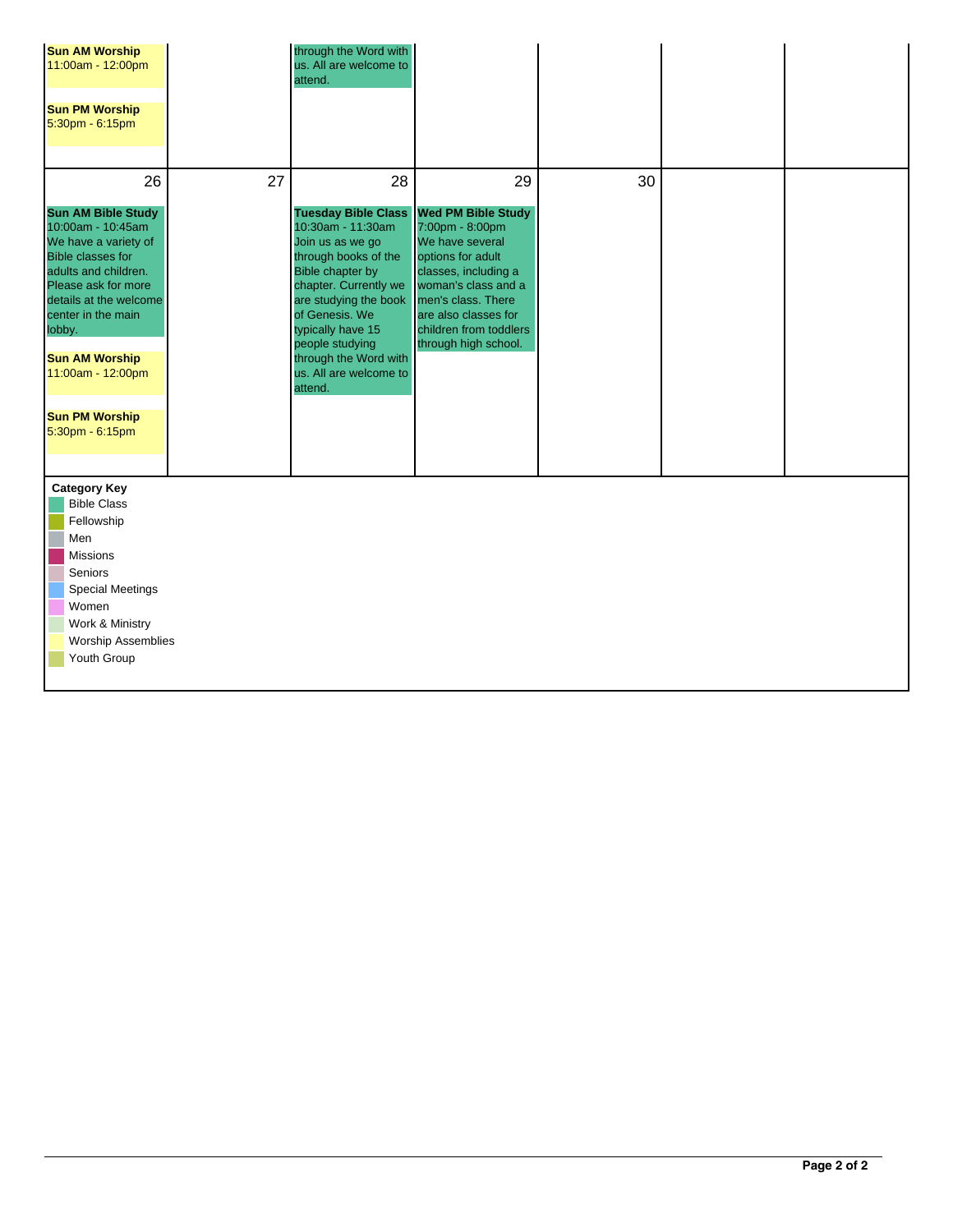| | | | | | | |
|---|---|---|---|---|---|---|
| **Sun AM Worship** 11:00am - 12:00pm<br><br>**Sun PM Worship** 5:30pm - 6:15pm | | through the Word with us. All are welcome to attend. | | | | |
| 26<br><br>**Sun AM Bible Study** 10:00am - 10:45am We have a variety of Bible classes for adults and children. Please ask for more details at the welcome center in the main lobby.<br><br>**Sun AM Worship** 11:00am - 12:00pm<br><br>**Sun PM Worship** 5:30pm - 6:15pm | 27 | 28<br><br>**Tuesday Bible Class** 10:30am - 11:30am Join us as we go through books of the Bible chapter by chapter. Currently we are studying the book of Genesis. We typically have 15 people studying through the Word with us. All are welcome to attend. | 29<br><br>**Wed PM Bible Study** 7:00pm - 8:00pm We have several options for adult classes, including a woman's class and a men's class. There are also classes for children from toddlers through high school. | 30 | | |

**Category Key**

- Bible Class
- Fellowship
- Men
- Missions
- Seniors
- Special Meetings
- Women
- Work & Ministry
- Worship Assemblies
- Youth Group